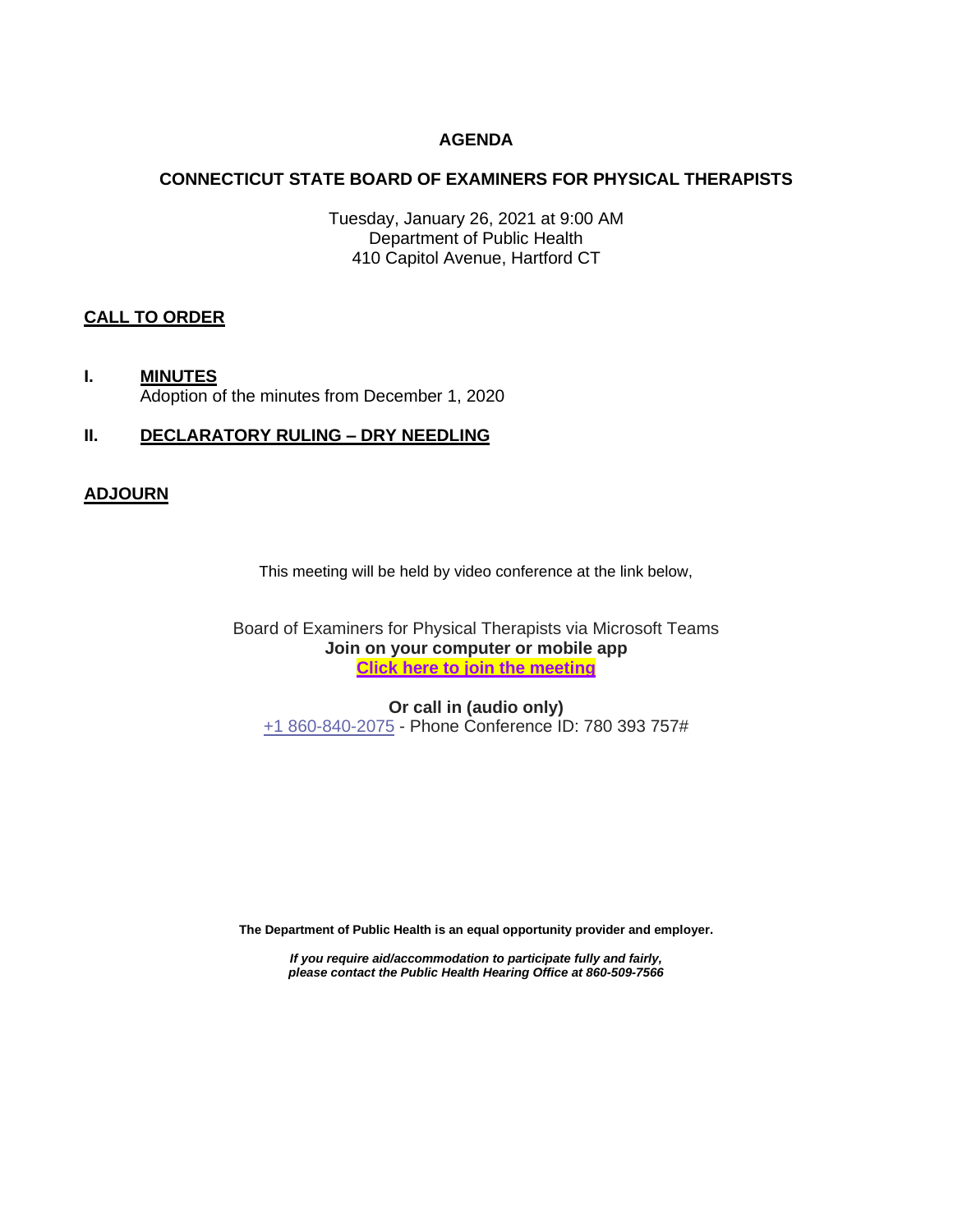# AGENDA

## CONNECTICUT STATE BOARD OF EXAMINERS FOR PHYSICAL THERAPISTS

Tuesday, January 26, 2021 at 9:00 AM
Department of Public Health
410 Capitol Avenue, Hartford CT

**CALL TO ORDER**

**I. MINUTES**
Adoption of the minutes from December 1, 2020

**II. DECLARATORY RULING – DRY NEEDLING**

**ADJOURN**

This meeting will be held by video conference at the link below,

Board of Examiners for Physical Therapists via Microsoft Teams
**Join on your computer or mobile app**
**Click here to join the meeting**

**Or call in (audio only)**
+1 860-840-2075 - Phone Conference ID: 780 393 757#

**The Department of Public Health is an equal opportunity provider and employer.**

***If you require aid/accommodation to participate fully and fairly, please contact the Public Health Hearing Office at 860-509-7566***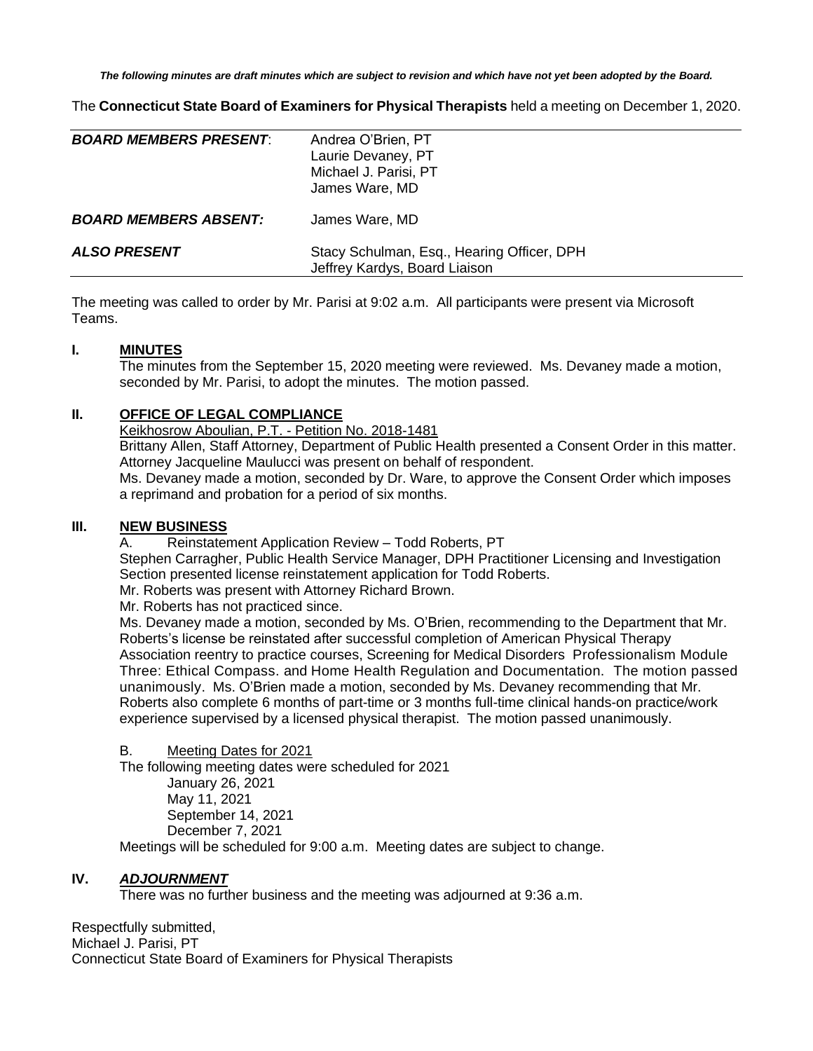*The following minutes are draft minutes which are subject to revision and which have not yet been adopted by the Board.*

The **Connecticut State Board of Examiners for Physical Therapists** held a meeting on December 1, 2020.

| | |
|---|---|
| ***BOARD MEMBERS PRESENT*:** | Andrea O'Brien, PT<br>Laurie Devaney, PT<br>Michael J. Parisi, PT<br>James Ware, MD |
| ***BOARD MEMBERS ABSENT:*** | James Ware, MD |
| ***ALSO PRESENT*** | Stacy Schulman, Esq., Hearing Officer, DPH<br>Jeffrey Kardys, Board Liaison |

The meeting was called to order by Mr. Parisi at 9:02 a.m. All participants were present via Microsoft Teams.

## I. MINUTES

The minutes from the September 15, 2020 meeting were reviewed. Ms. Devaney made a motion, seconded by Mr. Parisi, to adopt the minutes. The motion passed.

## II. OFFICE OF LEGAL COMPLIANCE

Keikhosrow Aboulian, P.T. - Petition No. 2018-1481

Brittany Allen, Staff Attorney, Department of Public Health presented a Consent Order in this matter. Attorney Jacqueline Maulucci was present on behalf of respondent.

Ms. Devaney made a motion, seconded by Dr. Ware, to approve the Consent Order which imposes a reprimand and probation for a period of six months.

## III. NEW BUSINESS

A. Reinstatement Application Review – Todd Roberts, PT

Stephen Carragher, Public Health Service Manager, DPH Practitioner Licensing and Investigation Section presented license reinstatement application for Todd Roberts.

Mr. Roberts was present with Attorney Richard Brown.

Mr. Roberts has not practiced since.

Ms. Devaney made a motion, seconded by Ms. O'Brien, recommending to the Department that Mr. Roberts's license be reinstated after successful completion of American Physical Therapy Association reentry to practice courses, Screening for Medical Disorders Professionalism Module Three: Ethical Compass. and Home Health Regulation and Documentation. The motion passed unanimously. Ms. O'Brien made a motion, seconded by Ms. Devaney recommending that Mr. Roberts also complete 6 months of part-time or 3 months full-time clinical hands-on practice/work experience supervised by a licensed physical therapist. The motion passed unanimously.

B. Meeting Dates for 2021

The following meeting dates were scheduled for 2021

- January 26, 2021
- May 11, 2021
- September 14, 2021
- December 7, 2021

Meetings will be scheduled for 9:00 a.m. Meeting dates are subject to change.

## IV. *ADJOURNMENT*

There was no further business and the meeting was adjourned at 9:36 a.m.

Respectfully submitted,
Michael J. Parisi, PT
Connecticut State Board of Examiners for Physical Therapists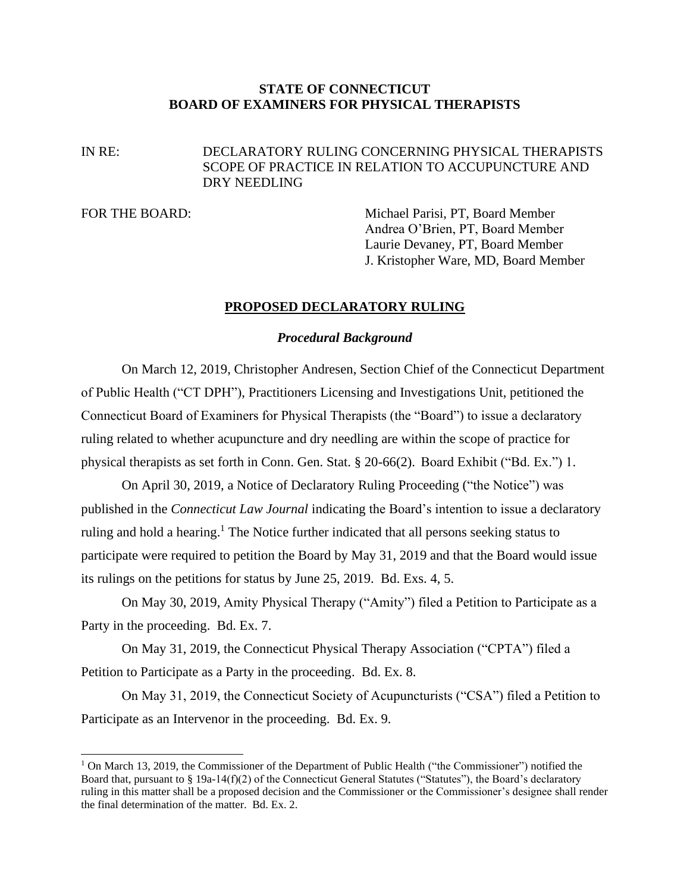**STATE OF CONNECTICUT**
**BOARD OF EXAMINERS FOR PHYSICAL THERAPISTS**

IN RE: DECLARATORY RULING CONCERNING PHYSICAL THERAPISTS SCOPE OF PRACTICE IN RELATION TO ACCUPUNCTURE AND DRY NEEDLING

FOR THE BOARD:

Michael Parisi, PT, Board Member
Andrea O'Brien, PT, Board Member
Laurie Devaney, PT, Board Member
J. Kristopher Ware, MD, Board Member

## PROPOSED DECLARATORY RULING

### *Procedural Background*

On March 12, 2019, Christopher Andresen, Section Chief of the Connecticut Department of Public Health ("CT DPH"), Practitioners Licensing and Investigations Unit, petitioned the Connecticut Board of Examiners for Physical Therapists (the "Board") to issue a declaratory ruling related to whether acupuncture and dry needling are within the scope of practice for physical therapists as set forth in Conn. Gen. Stat. § 20-66(2). Board Exhibit ("Bd. Ex.") 1.

On April 30, 2019, a Notice of Declaratory Ruling Proceeding ("the Notice") was published in the *Connecticut Law Journal* indicating the Board's intention to issue a declaratory ruling and hold a hearing.[1] The Notice further indicated that all persons seeking status to participate were required to petition the Board by May 31, 2019 and that the Board would issue its rulings on the petitions for status by June 25, 2019. Bd. Exs. 4, 5.

On May 30, 2019, Amity Physical Therapy ("Amity") filed a Petition to Participate as a Party in the proceeding. Bd. Ex. 7.

On May 31, 2019, the Connecticut Physical Therapy Association ("CPTA") filed a Petition to Participate as a Party in the proceeding. Bd. Ex. 8.

On May 31, 2019, the Connecticut Society of Acupuncturists ("CSA") filed a Petition to Participate as an Intervenor in the proceeding. Bd. Ex. 9.

---

[1] On March 13, 2019, the Commissioner of the Department of Public Health ("the Commissioner") notified the Board that, pursuant to § 19a-14(f)(2) of the Connecticut General Statutes ("Statutes"), the Board's declaratory ruling in this matter shall be a proposed decision and the Commissioner or the Commissioner's designee shall render the final determination of the matter. Bd. Ex. 2.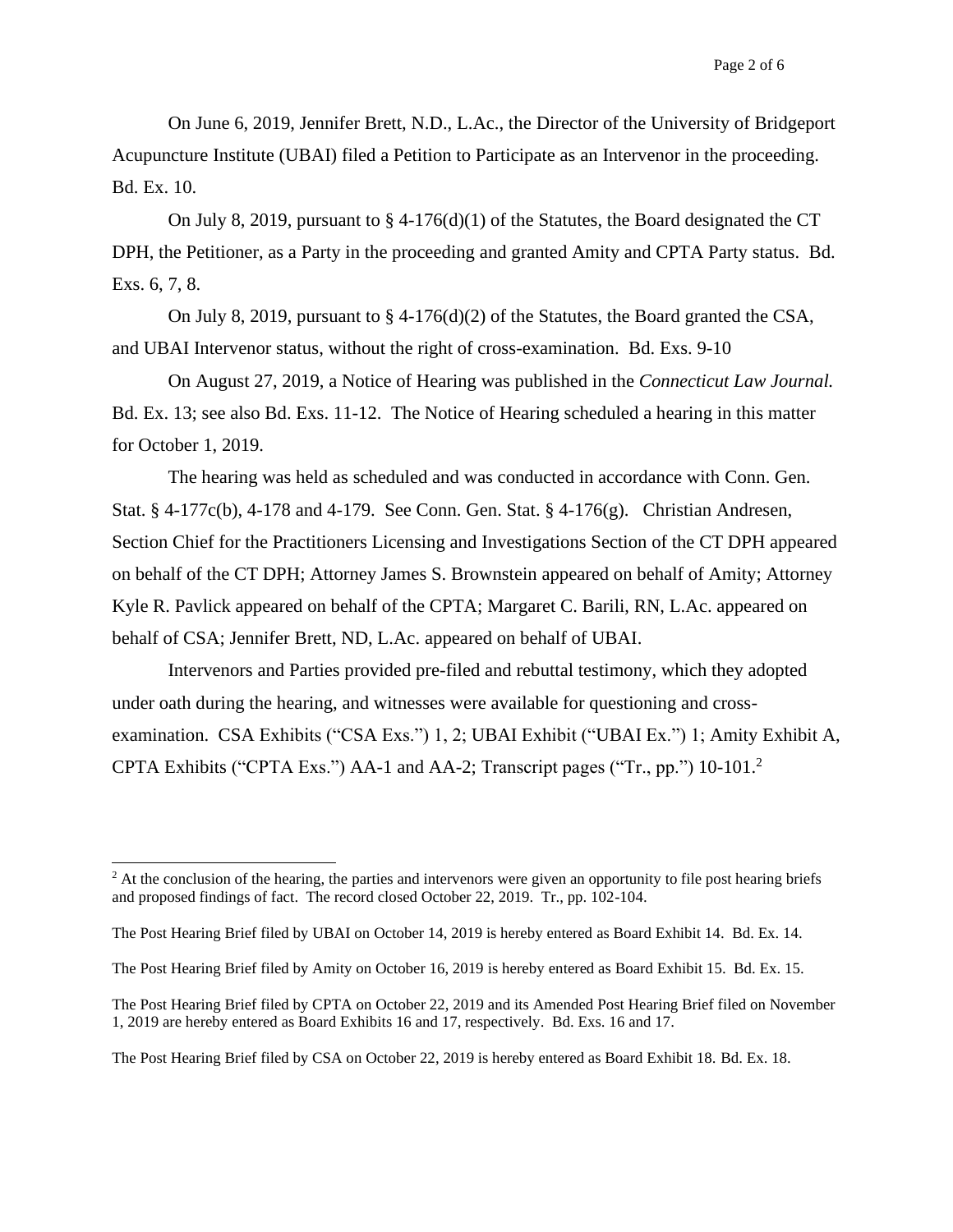On June 6, 2019, Jennifer Brett, N.D., L.Ac., the Director of the University of Bridgeport Acupuncture Institute (UBAI) filed a Petition to Participate as an Intervenor in the proceeding. Bd. Ex. 10.

On July 8, 2019, pursuant to § 4-176(d)(1) of the Statutes, the Board designated the CT DPH, the Petitioner, as a Party in the proceeding and granted Amity and CPTA Party status. Bd. Exs. 6, 7, 8.

On July 8, 2019, pursuant to § 4-176(d)(2) of the Statutes, the Board granted the CSA, and UBAI Intervenor status, without the right of cross-examination. Bd. Exs. 9-10

On August 27, 2019, a Notice of Hearing was published in the *Connecticut Law Journal.* Bd. Ex. 13; see also Bd. Exs. 11-12. The Notice of Hearing scheduled a hearing in this matter for October 1, 2019.

The hearing was held as scheduled and was conducted in accordance with Conn. Gen. Stat. § 4-177c(b), 4-178 and 4-179. See Conn. Gen. Stat. § 4-176(g). Christian Andresen, Section Chief for the Practitioners Licensing and Investigations Section of the CT DPH appeared on behalf of the CT DPH; Attorney James S. Brownstein appeared on behalf of Amity; Attorney Kyle R. Pavlick appeared on behalf of the CPTA; Margaret C. Barili, RN, L.Ac. appeared on behalf of CSA; Jennifer Brett, ND, L.Ac. appeared on behalf of UBAI.

Intervenors and Parties provided pre-filed and rebuttal testimony, which they adopted under oath during the hearing, and witnesses were available for questioning and cross-examination. CSA Exhibits ("CSA Exs.") 1, 2; UBAI Exhibit ("UBAI Ex.") 1; Amity Exhibit A, CPTA Exhibits ("CPTA Exs.") AA-1 and AA-2; Transcript pages ("Tr., pp.") 10-101.[2]

---

[2] At the conclusion of the hearing, the parties and intervenors were given an opportunity to file post hearing briefs and proposed findings of fact. The record closed October 22, 2019. Tr., pp. 102-104.

The Post Hearing Brief filed by UBAI on October 14, 2019 is hereby entered as Board Exhibit 14. Bd. Ex. 14.

The Post Hearing Brief filed by Amity on October 16, 2019 is hereby entered as Board Exhibit 15. Bd. Ex. 15.

The Post Hearing Brief filed by CPTA on October 22, 2019 and its Amended Post Hearing Brief filed on November 1, 2019 are hereby entered as Board Exhibits 16 and 17, respectively. Bd. Exs. 16 and 17.

The Post Hearing Brief filed by CSA on October 22, 2019 is hereby entered as Board Exhibit 18. Bd. Ex. 18.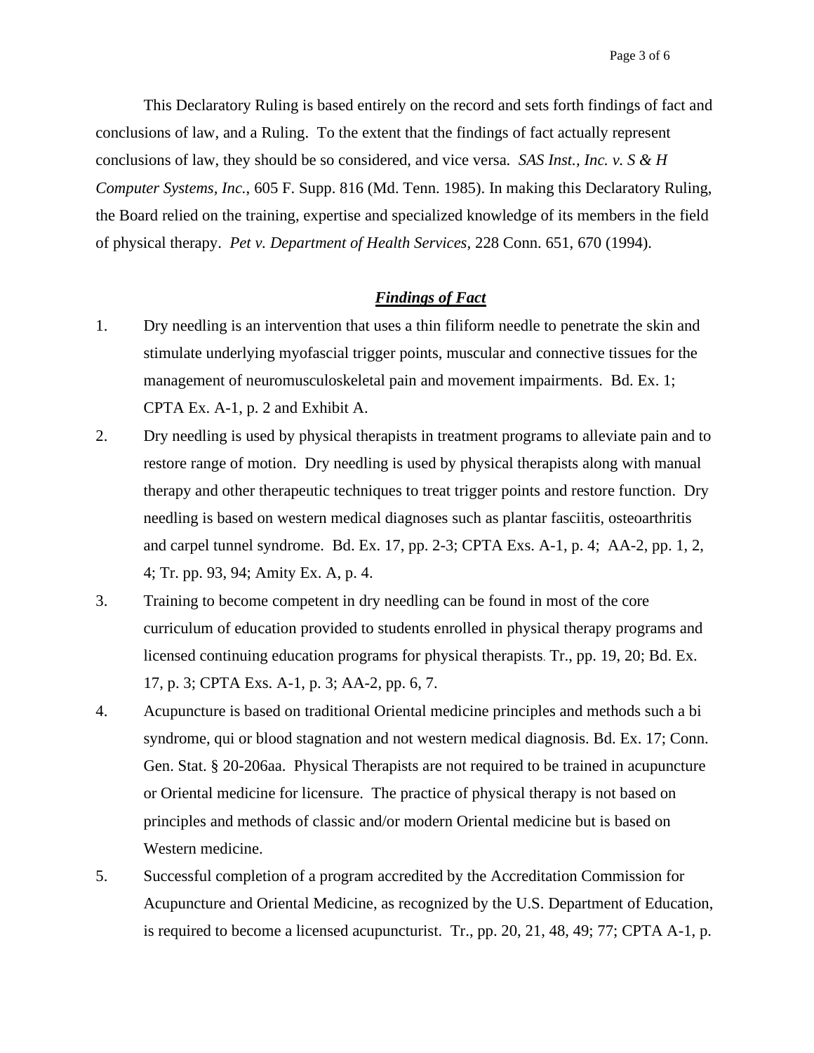This Declaratory Ruling is based entirely on the record and sets forth findings of fact and conclusions of law, and a Ruling. To the extent that the findings of fact actually represent conclusions of law, they should be so considered, and vice versa. *SAS Inst., Inc. v. S & H Computer Systems, Inc.*, 605 F. Supp. 816 (Md. Tenn. 1985). In making this Declaratory Ruling, the Board relied on the training, expertise and specialized knowledge of its members in the field of physical therapy. *Pet v. Department of Health Services*, 228 Conn. 651, 670 (1994).

## ***Findings of Fact***

1. Dry needling is an intervention that uses a thin filiform needle to penetrate the skin and stimulate underlying myofascial trigger points, muscular and connective tissues for the management of neuromusculoskeletal pain and movement impairments. Bd. Ex. 1; CPTA Ex. A-1, p. 2 and Exhibit A.
2. Dry needling is used by physical therapists in treatment programs to alleviate pain and to restore range of motion. Dry needling is used by physical therapists along with manual therapy and other therapeutic techniques to treat trigger points and restore function. Dry needling is based on western medical diagnoses such as plantar fasciitis, osteoarthritis and carpel tunnel syndrome. Bd. Ex. 17, pp. 2-3; CPTA Exs. A-1, p. 4; AA-2, pp. 1, 2, 4; Tr. pp. 93, 94; Amity Ex. A, p. 4.
3. Training to become competent in dry needling can be found in most of the core curriculum of education provided to students enrolled in physical therapy programs and licensed continuing education programs for physical therapists. Tr., pp. 19, 20; Bd. Ex. 17, p. 3; CPTA Exs. A-1, p. 3; AA-2, pp. 6, 7.
4. Acupuncture is based on traditional Oriental medicine principles and methods such a bi syndrome, qui or blood stagnation and not western medical diagnosis. Bd. Ex. 17; Conn. Gen. Stat. § 20-206aa. Physical Therapists are not required to be trained in acupuncture or Oriental medicine for licensure. The practice of physical therapy is not based on principles and methods of classic and/or modern Oriental medicine but is based on Western medicine.
5. Successful completion of a program accredited by the Accreditation Commission for Acupuncture and Oriental Medicine, as recognized by the U.S. Department of Education, is required to become a licensed acupuncturist. Tr., pp. 20, 21, 48, 49; 77; CPTA A-1, p.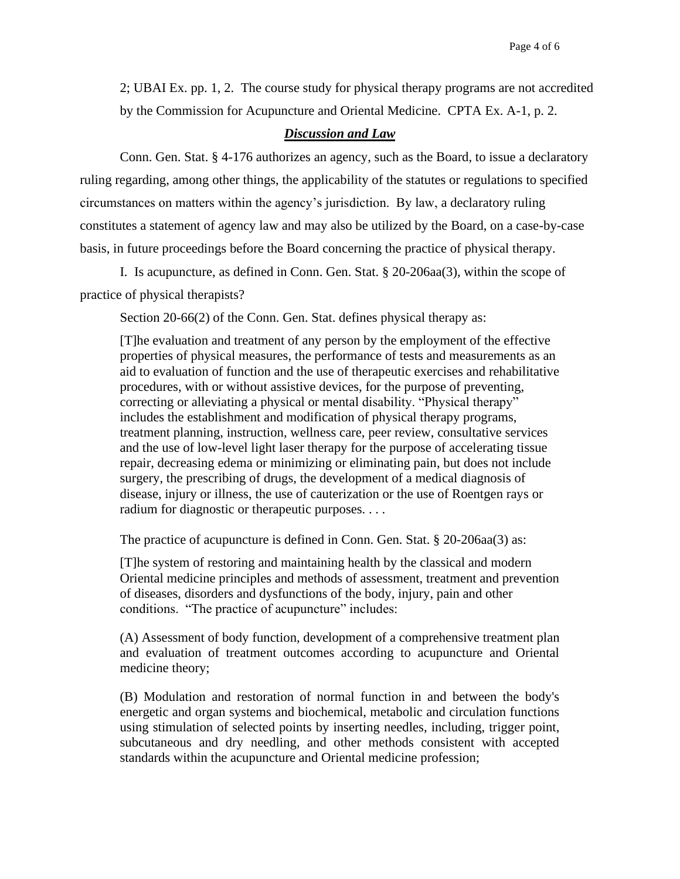2; UBAI Ex. pp. 1, 2. The course study for physical therapy programs are not accredited by the Commission for Acupuncture and Oriental Medicine. CPTA Ex. A-1, p. 2.

## ***Discussion and Law***

Conn. Gen. Stat. § 4-176 authorizes an agency, such as the Board, to issue a declaratory ruling regarding, among other things, the applicability of the statutes or regulations to specified circumstances on matters within the agency's jurisdiction. By law, a declaratory ruling constitutes a statement of agency law and may also be utilized by the Board, on a case-by-case basis, in future proceedings before the Board concerning the practice of physical therapy.

I. Is acupuncture, as defined in Conn. Gen. Stat. § 20-206aa(3), within the scope of practice of physical therapists?

Section 20-66(2) of the Conn. Gen. Stat. defines physical therapy as:

> [T]he evaluation and treatment of any person by the employment of the effective properties of physical measures, the performance of tests and measurements as an aid to evaluation of function and the use of therapeutic exercises and rehabilitative procedures, with or without assistive devices, for the purpose of preventing, correcting or alleviating a physical or mental disability. "Physical therapy" includes the establishment and modification of physical therapy programs, treatment planning, instruction, wellness care, peer review, consultative services and the use of low-level light laser therapy for the purpose of accelerating tissue repair, decreasing edema or minimizing or eliminating pain, but does not include surgery, the prescribing of drugs, the development of a medical diagnosis of disease, injury or illness, the use of cauterization or the use of Roentgen rays or radium for diagnostic or therapeutic purposes. . . .

The practice of acupuncture is defined in Conn. Gen. Stat. § 20-206aa(3) as:

> [T]he system of restoring and maintaining health by the classical and modern Oriental medicine principles and methods of assessment, treatment and prevention of diseases, disorders and dysfunctions of the body, injury, pain and other conditions. "The practice of acupuncture" includes:
>
> (A) Assessment of body function, development of a comprehensive treatment plan and evaluation of treatment outcomes according to acupuncture and Oriental medicine theory;
>
> (B) Modulation and restoration of normal function in and between the body's energetic and organ systems and biochemical, metabolic and circulation functions using stimulation of selected points by inserting needles, including, trigger point, subcutaneous and dry needling, and other methods consistent with accepted standards within the acupuncture and Oriental medicine profession;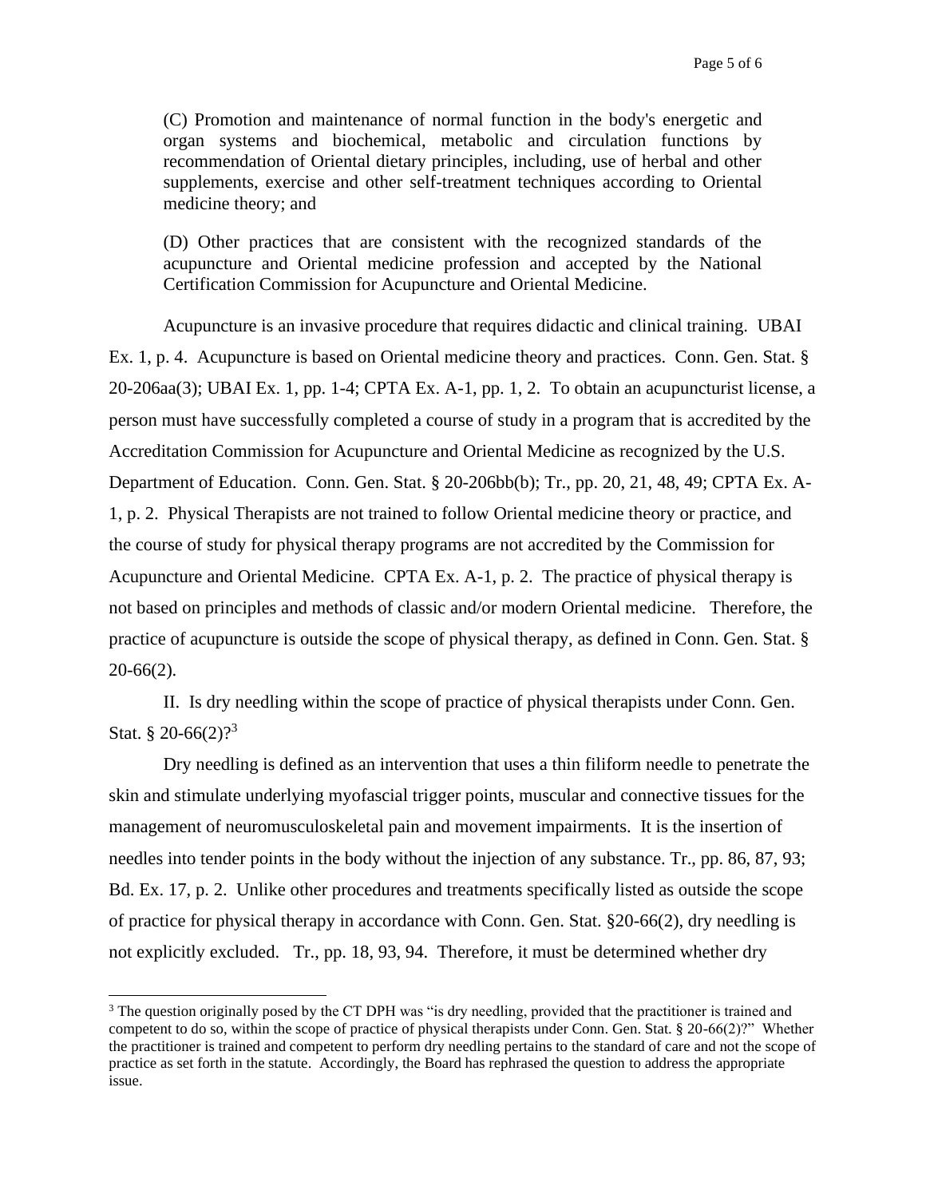(C) Promotion and maintenance of normal function in the body's energetic and organ systems and biochemical, metabolic and circulation functions by recommendation of Oriental dietary principles, including, use of herbal and other supplements, exercise and other self-treatment techniques according to Oriental medicine theory; and

(D) Other practices that are consistent with the recognized standards of the acupuncture and Oriental medicine profession and accepted by the National Certification Commission for Acupuncture and Oriental Medicine.

Acupuncture is an invasive procedure that requires didactic and clinical training. UBAI Ex. 1, p. 4. Acupuncture is based on Oriental medicine theory and practices. Conn. Gen. Stat. § 20-206aa(3); UBAI Ex. 1, pp. 1-4; CPTA Ex. A-1, pp. 1, 2. To obtain an acupuncturist license, a person must have successfully completed a course of study in a program that is accredited by the Accreditation Commission for Acupuncture and Oriental Medicine as recognized by the U.S. Department of Education. Conn. Gen. Stat. § 20-206bb(b); Tr., pp. 20, 21, 48, 49; CPTA Ex. A-1, p. 2. Physical Therapists are not trained to follow Oriental medicine theory or practice, and the course of study for physical therapy programs are not accredited by the Commission for Acupuncture and Oriental Medicine. CPTA Ex. A-1, p. 2. The practice of physical therapy is not based on principles and methods of classic and/or modern Oriental medicine. Therefore, the practice of acupuncture is outside the scope of physical therapy, as defined in Conn. Gen. Stat. § 20-66(2).

II. Is dry needling within the scope of practice of physical therapists under Conn. Gen. Stat. § 20-66(2)?[3]

Dry needling is defined as an intervention that uses a thin filiform needle to penetrate the skin and stimulate underlying myofascial trigger points, muscular and connective tissues for the management of neuromusculoskeletal pain and movement impairments. It is the insertion of needles into tender points in the body without the injection of any substance. Tr., pp. 86, 87, 93; Bd. Ex. 17, p. 2. Unlike other procedures and treatments specifically listed as outside the scope of practice for physical therapy in accordance with Conn. Gen. Stat. §20-66(2), dry needling is not explicitly excluded. Tr., pp. 18, 93, 94. Therefore, it must be determined whether dry

[3] The question originally posed by the CT DPH was "is dry needling, provided that the practitioner is trained and competent to do so, within the scope of practice of physical therapists under Conn. Gen. Stat. § 20-66(2)?" Whether the practitioner is trained and competent to perform dry needling pertains to the standard of care and not the scope of practice as set forth in the statute. Accordingly, the Board has rephrased the question to address the appropriate issue.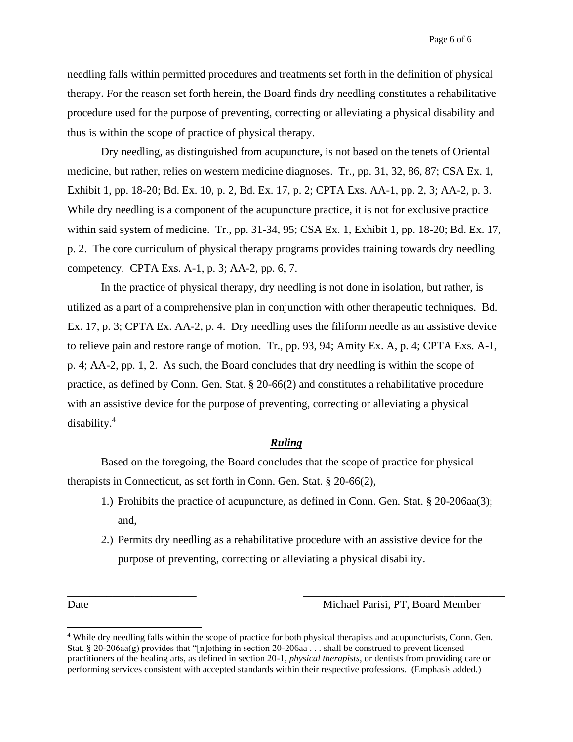needling falls within permitted procedures and treatments set forth in the definition of physical therapy. For the reason set forth herein, the Board finds dry needling constitutes a rehabilitative procedure used for the purpose of preventing, correcting or alleviating a physical disability and thus is within the scope of practice of physical therapy.

Dry needling, as distinguished from acupuncture, is not based on the tenets of Oriental medicine, but rather, relies on western medicine diagnoses. Tr., pp. 31, 32, 86, 87; CSA Ex. 1, Exhibit 1, pp. 18-20; Bd. Ex. 10, p. 2, Bd. Ex. 17, p. 2; CPTA Exs. AA-1, pp. 2, 3; AA-2, p. 3. While dry needling is a component of the acupuncture practice, it is not for exclusive practice within said system of medicine. Tr., pp. 31-34, 95; CSA Ex. 1, Exhibit 1, pp. 18-20; Bd. Ex. 17, p. 2. The core curriculum of physical therapy programs provides training towards dry needling competency. CPTA Exs. A-1, p. 3; AA-2, pp. 6, 7.

In the practice of physical therapy, dry needling is not done in isolation, but rather, is utilized as a part of a comprehensive plan in conjunction with other therapeutic techniques. Bd. Ex. 17, p. 3; CPTA Ex. AA-2, p. 4. Dry needling uses the filiform needle as an assistive device to relieve pain and restore range of motion. Tr., pp. 93, 94; Amity Ex. A, p. 4; CPTA Exs. A-1, p. 4; AA-2, pp. 1, 2. As such, the Board concludes that dry needling is within the scope of practice, as defined by Conn. Gen. Stat. § 20-66(2) and constitutes a rehabilitative procedure with an assistive device for the purpose of preventing, correcting or alleviating a physical disability.[4]

## *Ruling*

Based on the foregoing, the Board concludes that the scope of practice for physical therapists in Connecticut, as set forth in Conn. Gen. Stat. § 20-66(2),

1.) Prohibits the practice of acupuncture, as defined in Conn. Gen. Stat. § 20-206aa(3); and,

2.) Permits dry needling as a rehabilitative procedure with an assistive device for the purpose of preventing, correcting or alleviating a physical disability.

_______________________ _____________________________________

Date Michael Parisi, PT, Board Member

[4] While dry needling falls within the scope of practice for both physical therapists and acupuncturists, Conn. Gen. Stat. § 20-206aa(g) provides that "[n]othing in section 20-206aa . . . shall be construed to prevent licensed practitioners of the healing arts, as defined in section 20-1, *physical therapists*, or dentists from providing care or performing services consistent with accepted standards within their respective professions. (Emphasis added.)